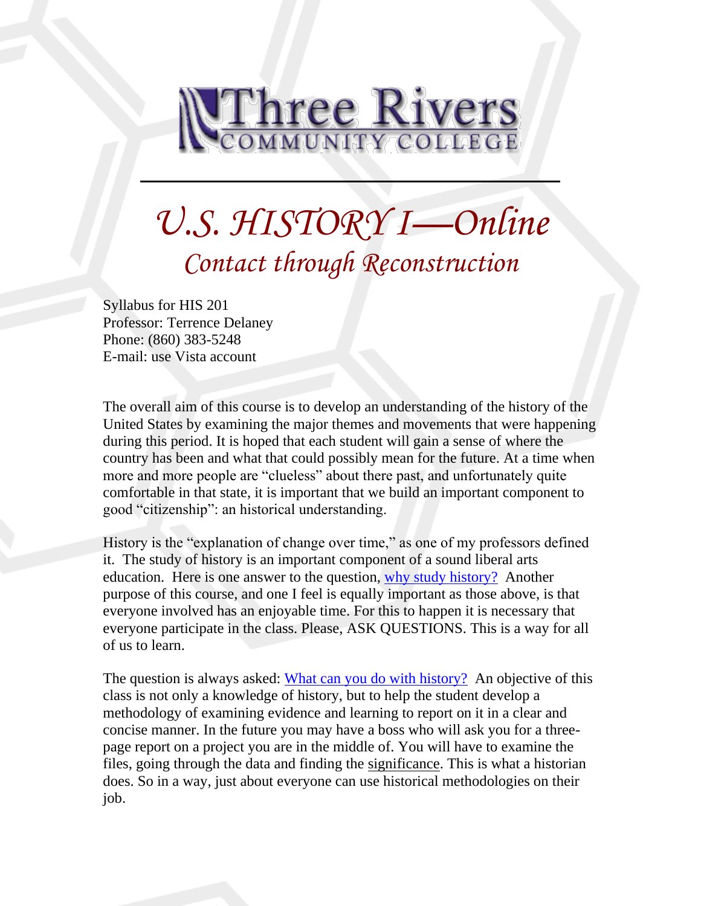Three Rivers COMMUNITY COLLEGE

# U.S. HISTORY I—Online

## Contact through Reconstruction

Syllabus for HIS 201
Professor: Terrence Delaney
Phone: (860) 383-5248
E-mail: use Vista account

The overall aim of this course is to develop an understanding of the history of the United States by examining the major themes and movements that were happening during this period. It is hoped that each student will gain a sense of where the country has been and what that could possibly mean for the future. At a time when more and more people are "clueless" about there past, and unfortunately quite comfortable in that state, it is important that we build an important component to good "citizenship": an historical understanding.

History is the "explanation of change over time," as one of my professors defined it. The study of history is an important component of a sound liberal arts education. Here is one answer to the question, why study history? Another purpose of this course, and one I feel is equally important as those above, is that everyone involved has an enjoyable time. For this to happen it is necessary that everyone participate in the class. Please, ASK QUESTIONS. This is a way for all of us to learn.

The question is always asked: What can you do with history? An objective of this class is not only a knowledge of history, but to help the student develop a methodology of examining evidence and learning to report on it in a clear and concise manner. In the future you may have a boss who will ask you for a three-page report on a project you are in the middle of. You will have to examine the files, going through the data and finding the significance. This is what a historian does. So in a way, just about everyone can use historical methodologies on their job.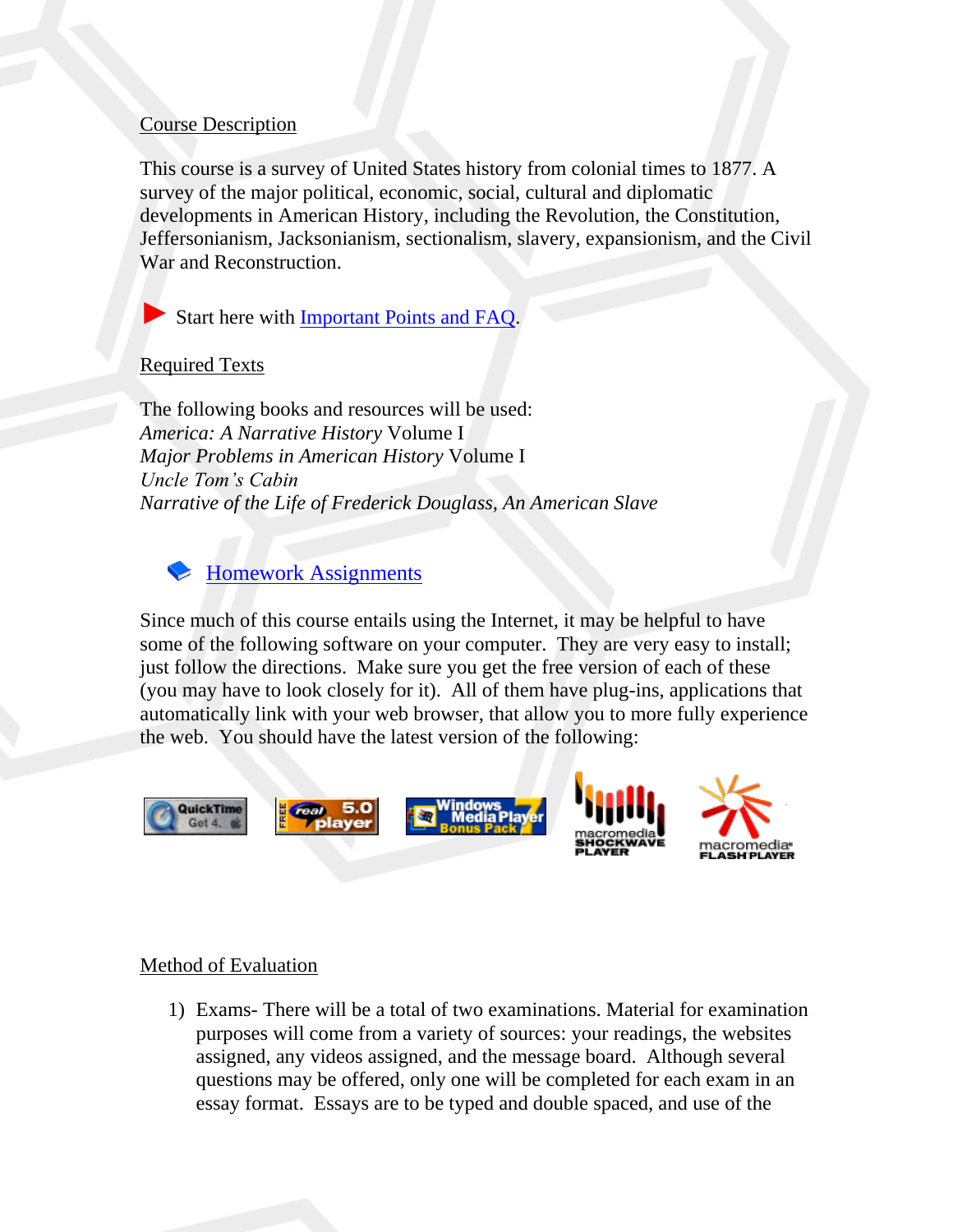## Course Description

This course is a survey of United States history from colonial times to 1877. A survey of the major political, economic, social, cultural and diplomatic developments in American History, including the Revolution, the Constitution, Jeffersonianism, Jacksonianism, sectionalism, slavery, expansionism, and the Civil War and Reconstruction.

Start here with [Important Points and FAQ](#).

## Required Texts

The following books and resources will be used:
*America: A Narrative History* Volume I
*Major Problems in American History* Volume I
*Uncle Tom's Cabin*
*Narrative of the Life of Frederick Douglass, An American Slave*

[Homework Assignments](#)

Since much of this course entails using the Internet, it may be helpful to have some of the following software on your computer. They are very easy to install; just follow the directions. Make sure you get the free version of each of these (you may have to look closely for it). All of them have plug-ins, applications that automatically link with your web browser, that allow you to more fully experience the web. You should have the latest version of the following:

QuickTime Get 4 | FREE real 5.0 player | Windows Media Player 7 Bonus Pack | macromedia SHOCKWAVE PLAYER | macromedia FLASH PLAYER

## Method of Evaluation

1) Exams- There will be a total of two examinations. Material for examination purposes will come from a variety of sources: your readings, the websites assigned, any videos assigned, and the message board. Although several questions may be offered, only one will be completed for each exam in an essay format. Essays are to be typed and double spaced, and use of the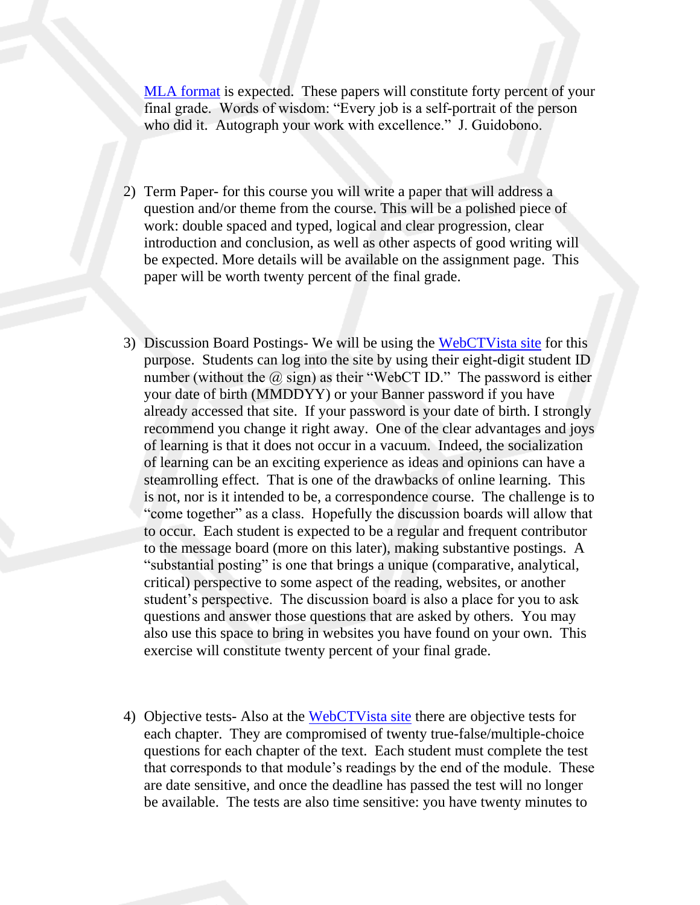MLA format is expected. These papers will constitute forty percent of your final grade. Words of wisdom: “Every job is a self-portrait of the person who did it. Autograph your work with excellence.” J. Guidobono.

2) Term Paper- for this course you will write a paper that will address a question and/or theme from the course. This will be a polished piece of work: double spaced and typed, logical and clear progression, clear introduction and conclusion, as well as other aspects of good writing will be expected. More details will be available on the assignment page. This paper will be worth twenty percent of the final grade.

3) Discussion Board Postings- We will be using the WebCTVista site for this purpose. Students can log into the site by using their eight-digit student ID number (without the @ sign) as their “WebCT ID.” The password is either your date of birth (MMDDYY) or your Banner password if you have already accessed that site. If your password is your date of birth. I strongly recommend you change it right away. One of the clear advantages and joys of learning is that it does not occur in a vacuum. Indeed, the socialization of learning can be an exciting experience as ideas and opinions can have a steamrolling effect. That is one of the drawbacks of online learning. This is not, nor is it intended to be, a correspondence course. The challenge is to “come together” as a class. Hopefully the discussion boards will allow that to occur. Each student is expected to be a regular and frequent contributor to the message board (more on this later), making substantive postings. A “substantial posting” is one that brings a unique (comparative, analytical, critical) perspective to some aspect of the reading, websites, or another student’s perspective. The discussion board is also a place for you to ask questions and answer those questions that are asked by others. You may also use this space to bring in websites you have found on your own. This exercise will constitute twenty percent of your final grade.

4) Objective tests- Also at the WebCTVista site there are objective tests for each chapter. They are compromised of twenty true-false/multiple-choice questions for each chapter of the text. Each student must complete the test that corresponds to that module’s readings by the end of the module. These are date sensitive, and once the deadline has passed the test will no longer be available. The tests are also time sensitive: you have twenty minutes to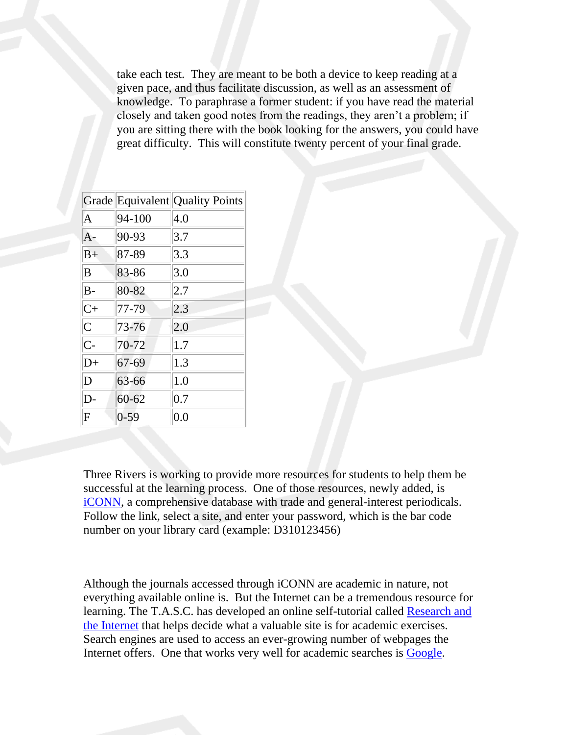take each test.  They are meant to be both a device to keep reading at a given pace, and thus facilitate discussion, as well as an assessment of knowledge.  To paraphrase a former student: if you have read the material closely and taken good notes from the readings, they aren't a problem; if you are sitting there with the book looking for the answers, you could have great difficulty.  This will constitute twenty percent of your final grade.

| Grade | Equivalent | Quality Points |
|---|---|---|
| A | 94-100 | 4.0 |
| A- | 90-93 | 3.7 |
| B+ | 87-89 | 3.3 |
| B | 83-86 | 3.0 |
| B- | 80-82 | 2.7 |
| C+ | 77-79 | 2.3 |
| C | 73-76 | 2.0 |
| C- | 70-72 | 1.7 |
| D+ | 67-69 | 1.3 |
| D | 63-66 | 1.0 |
| D- | 60-62 | 0.7 |
| F | 0-59 | 0.0 |

Three Rivers is working to provide more resources for students to help them be successful at the learning process.  One of those resources, newly added, is iCONN, a comprehensive database with trade and general-interest periodicals. Follow the link, select a site, and enter your password, which is the bar code number on your library card (example: D310123456)

Although the journals accessed through iCONN are academic in nature, not everything available online is.  But the Internet can be a tremendous resource for learning. The T.A.S.C. has developed an online self-tutorial called Research and the Internet that helps decide what a valuable site is for academic exercises. Search engines are used to access an ever-growing number of webpages the Internet offers.  One that works very well for academic searches is Google.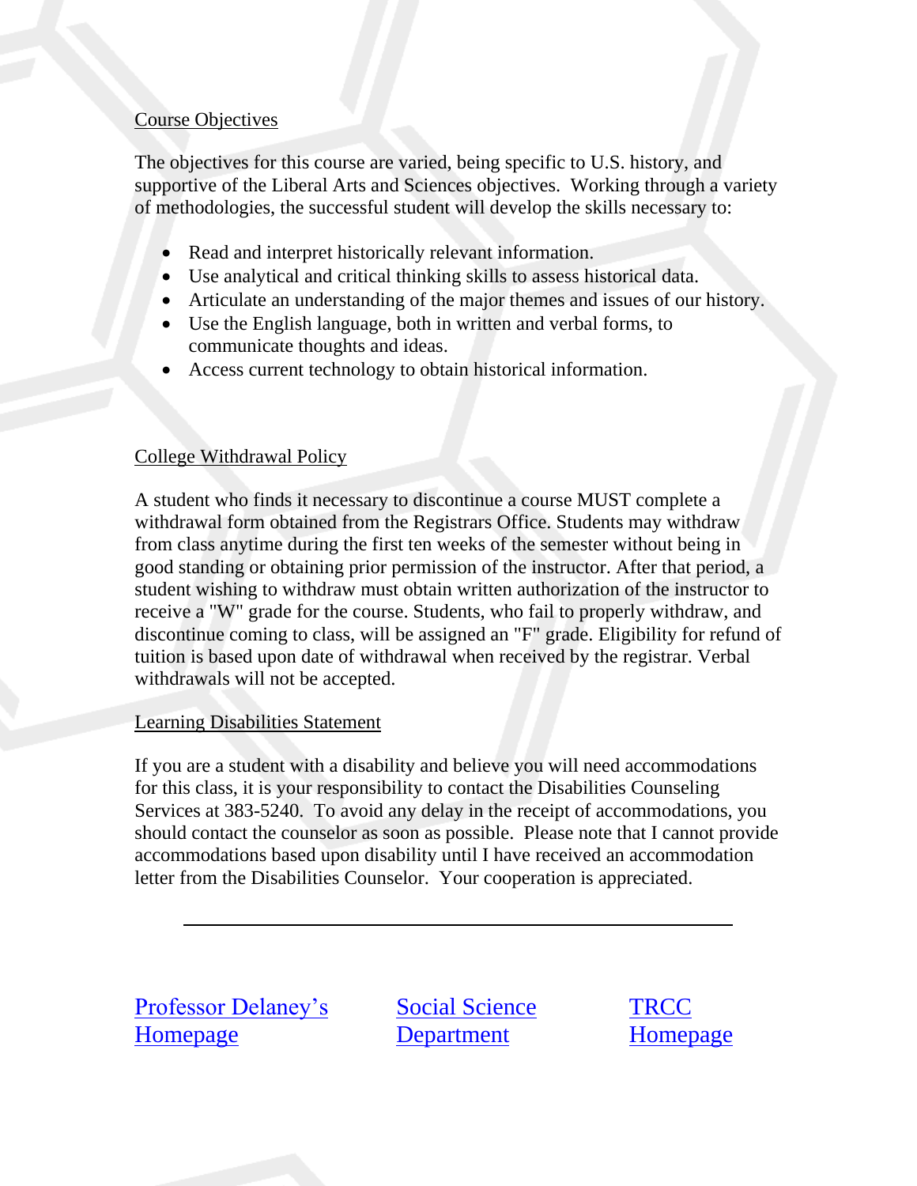## Course Objectives

The objectives for this course are varied, being specific to U.S. history, and supportive of the Liberal Arts and Sciences objectives. Working through a variety of methodologies, the successful student will develop the skills necessary to:

- Read and interpret historically relevant information.
- Use analytical and critical thinking skills to assess historical data.
- Articulate an understanding of the major themes and issues of our history.
- Use the English language, both in written and verbal forms, to communicate thoughts and ideas.
- Access current technology to obtain historical information.

## College Withdrawal Policy

A student who finds it necessary to discontinue a course MUST complete a withdrawal form obtained from the Registrars Office. Students may withdraw from class anytime during the first ten weeks of the semester without being in good standing or obtaining prior permission of the instructor. After that period, a student wishing to withdraw must obtain written authorization of the instructor to receive a "W" grade for the course. Students, who fail to properly withdraw, and discontinue coming to class, will be assigned an "F" grade. Eligibility for refund of tuition is based upon date of withdrawal when received by the registrar. Verbal withdrawals will not be accepted.

## Learning Disabilities Statement

If you are a student with a disability and believe you will need accommodations for this class, it is your responsibility to contact the Disabilities Counseling Services at 383-5240. To avoid any delay in the receipt of accommodations, you should contact the counselor as soon as possible. Please note that I cannot provide accommodations based upon disability until I have received an accommodation letter from the Disabilities Counselor. Your cooperation is appreciated.

---

Professor Delaney's Homepage | Social Science Department | TRCC Homepage